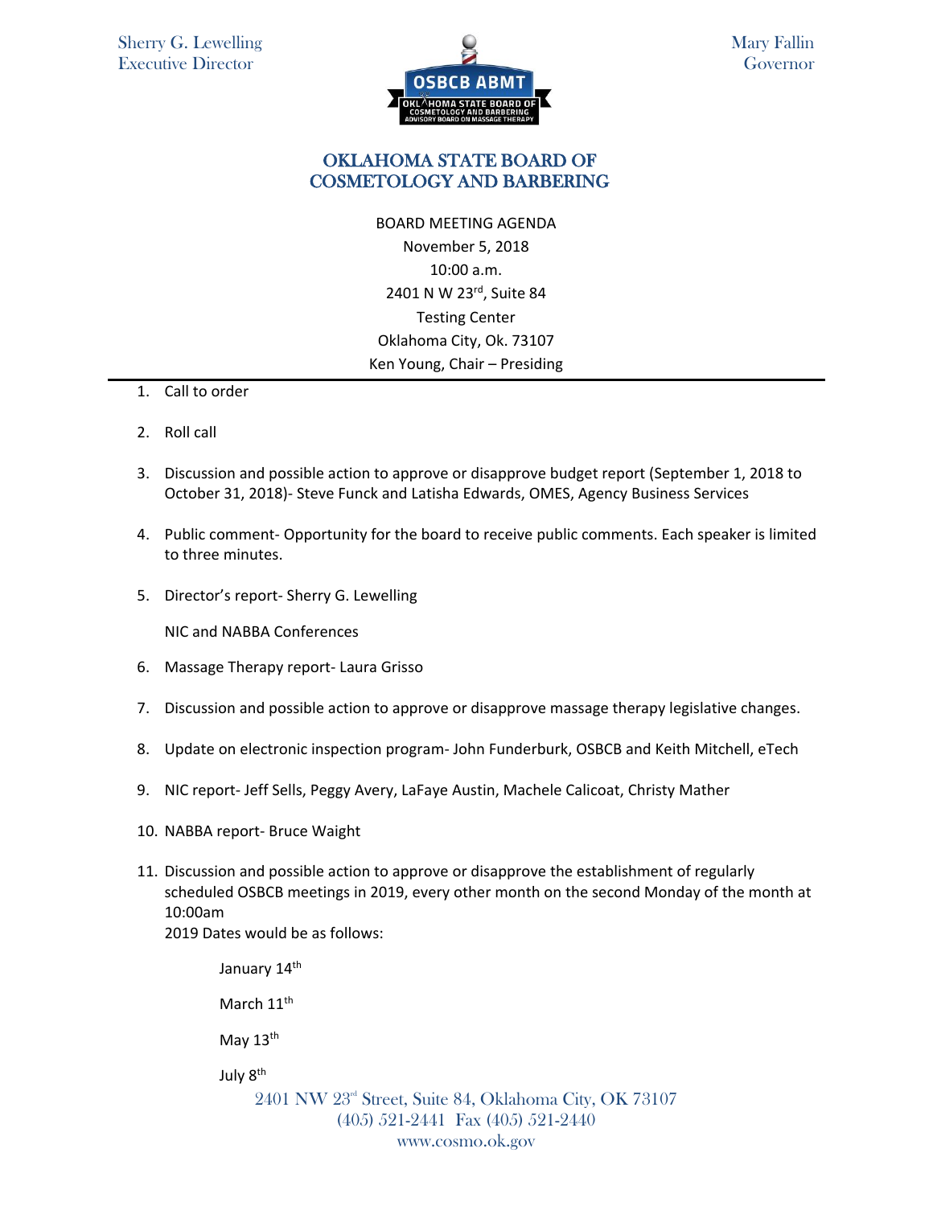Sherry G. Lewelling
Executive Director

Mary Fallin
Governor

# OKLAHOMA STATE BOARD OF COSMETOLOGY AND BARBERING

BOARD MEETING AGENDA
November 5, 2018
10:00 a.m.
2401 N W 23rd, Suite 84
Testing Center
Oklahoma City, Ok. 73107
Ken Young, Chair – Presiding

---

1. Call to order

2. Roll call

3. Discussion and possible action to approve or disapprove budget report (September 1, 2018 to October 31, 2018)- Steve Funck and Latisha Edwards, OMES, Agency Business Services

4. Public comment- Opportunity for the board to receive public comments. Each speaker is limited to three minutes.

5. Director's report- Sherry G. Lewelling

   NIC and NABBA Conferences

6. Massage Therapy report- Laura Grisso

7. Discussion and possible action to approve or disapprove massage therapy legislative changes.

8. Update on electronic inspection program- John Funderburk, OSBCB and Keith Mitchell, eTech

9. NIC report- Jeff Sells, Peggy Avery, LaFaye Austin, Machele Calicoat, Christy Mather

10. NABBA report- Bruce Waight

11. Discussion and possible action to approve or disapprove the establishment of regularly scheduled OSBCB meetings in 2019, every other month on the second Monday of the month at 10:00am
    2019 Dates would be as follows:

    January 14th

    March 11th

    May 13th

    July 8th

2401 NW 23rd Street, Suite 84, Oklahoma City, OK 73107
(405) 521-2441 Fax (405) 521-2440
www.cosmo.ok.gov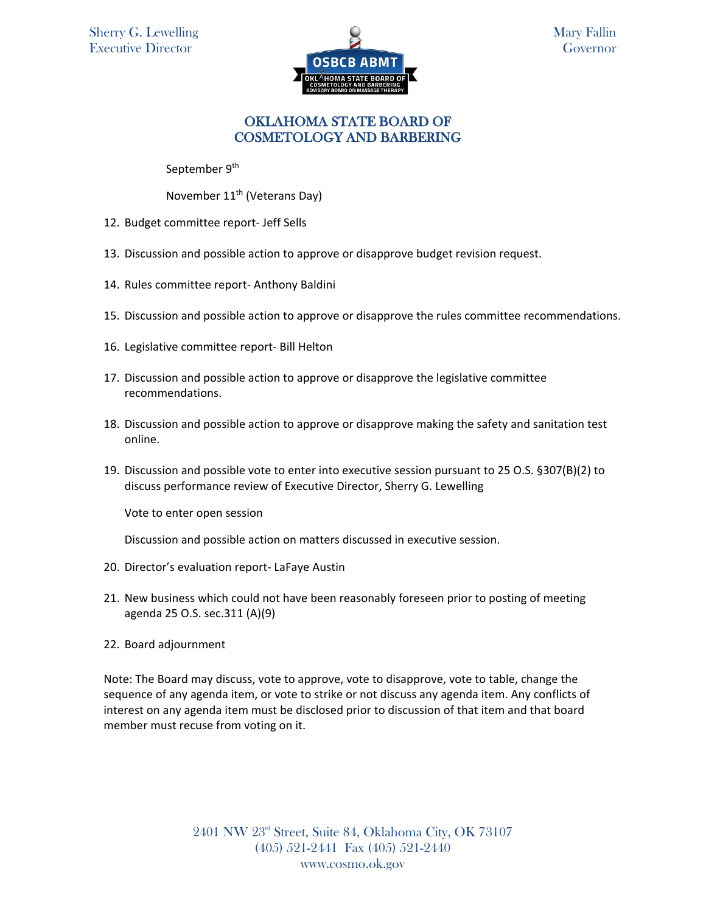Sherry G. Lewelling
Executive Director

Mary Fallin
Governor

# OKLAHOMA STATE BOARD OF COSMETOLOGY AND BARBERING

September 9th

November 11th (Veterans Day)

12. Budget committee report- Jeff Sells

13. Discussion and possible action to approve or disapprove budget revision request.

14. Rules committee report- Anthony Baldini

15. Discussion and possible action to approve or disapprove the rules committee recommendations.

16. Legislative committee report- Bill Helton

17. Discussion and possible action to approve or disapprove the legislative committee recommendations.

18. Discussion and possible action to approve or disapprove making the safety and sanitation test online.

19. Discussion and possible vote to enter into executive session pursuant to 25 O.S. §307(B)(2) to discuss performance review of Executive Director, Sherry G. Lewelling

    Vote to enter open session

    Discussion and possible action on matters discussed in executive session.

20. Director's evaluation report- LaFaye Austin

21. New business which could not have been reasonably foreseen prior to posting of meeting agenda 25 O.S. sec.311 (A)(9)

22. Board adjournment

Note: The Board may discuss, vote to approve, vote to disapprove, vote to table, change the sequence of any agenda item, or vote to strike or not discuss any agenda item. Any conflicts of interest on any agenda item must be disclosed prior to discussion of that item and that board member must recuse from voting on it.

2401 NW 23rd Street, Suite 84, Oklahoma City, OK 73107
(405) 521-2441 Fax (405) 521-2440
www.cosmo.ok.gov